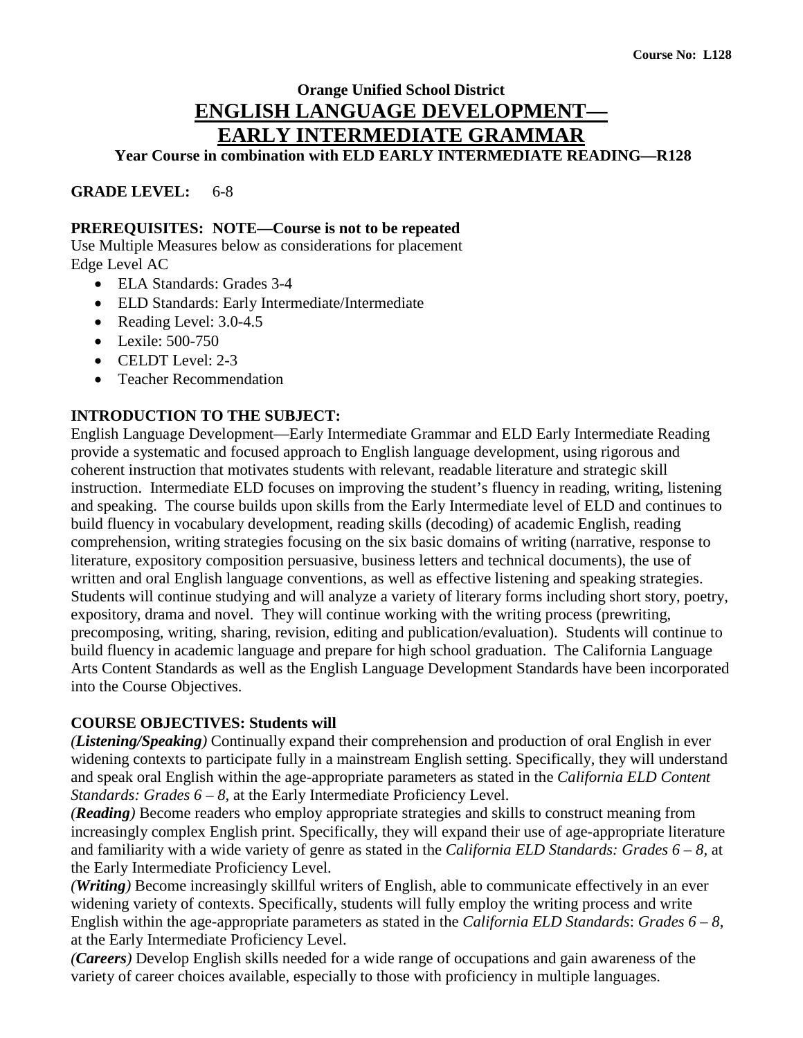**Course No: L128**

# Orange Unified School District

## ENGLISH LANGUAGE DEVELOPMENT—
## EARLY INTERMEDIATE GRAMMAR

**Year Course in combination with ELD EARLY INTERMEDIATE READING—R128**

**GRADE LEVEL:** 6-8

**PREREQUISITES: NOTE—Course is not to be repeated**

Use Multiple Measures below as considerations for placement
Edge Level AC

- ELA Standards: Grades 3-4
- ELD Standards: Early Intermediate/Intermediate
- Reading Level: 3.0-4.5
- Lexile: 500-750
- CELDT Level: 2-3
- Teacher Recommendation

**INTRODUCTION TO THE SUBJECT:**

English Language Development—Early Intermediate Grammar and ELD Early Intermediate Reading provide a systematic and focused approach to English language development, using rigorous and coherent instruction that motivates students with relevant, readable literature and strategic skill instruction. Intermediate ELD focuses on improving the student's fluency in reading, writing, listening and speaking. The course builds upon skills from the Early Intermediate level of ELD and continues to build fluency in vocabulary development, reading skills (decoding) of academic English, reading comprehension, writing strategies focusing on the six basic domains of writing (narrative, response to literature, expository composition persuasive, business letters and technical documents), the use of written and oral English language conventions, as well as effective listening and speaking strategies. Students will continue studying and will analyze a variety of literary forms including short story, poetry, expository, drama and novel. They will continue working with the writing process (prewriting, precomposing, writing, sharing, revision, editing and publication/evaluation). Students will continue to build fluency in academic language and prepare for high school graduation. The California Language Arts Content Standards as well as the English Language Development Standards have been incorporated into the Course Objectives.

**COURSE OBJECTIVES: Students will**

*(**Listening/Speaking**)* Continually expand their comprehension and production of oral English in ever widening contexts to participate fully in a mainstream English setting. Specifically, they will understand and speak oral English within the age-appropriate parameters as stated in the *California ELD Content Standards: Grades 6 – 8,* at the Early Intermediate Proficiency Level.

*(**Reading**)* Become readers who employ appropriate strategies and skills to construct meaning from increasingly complex English print. Specifically, they will expand their use of age-appropriate literature and familiarity with a wide variety of genre as stated in the *California ELD Standards: Grades 6 – 8*, at the Early Intermediate Proficiency Level.

*(**Writing**)* Become increasingly skillful writers of English, able to communicate effectively in an ever widening variety of contexts. Specifically, students will fully employ the writing process and write English within the age-appropriate parameters as stated in the *California ELD Standards*: *Grades 6 – 8*, at the Early Intermediate Proficiency Level.

*(**Careers**)* Develop English skills needed for a wide range of occupations and gain awareness of the variety of career choices available, especially to those with proficiency in multiple languages.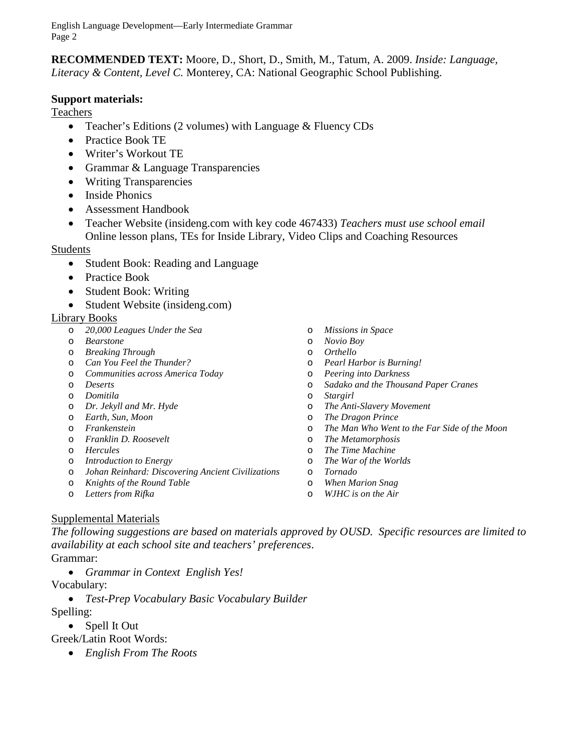**RECOMMENDED TEXT:** Moore, D., Short, D., Smith, M., Tatum, A. 2009. *Inside: Language, Literacy & Content, Level C.* Monterey, CA: National Geographic School Publishing.

**Support materials:**

<u>Teachers</u>

- Teacher's Editions (2 volumes) with Language & Fluency CDs
- Practice Book TE
- Writer's Workout TE
- Grammar & Language Transparencies
- Writing Transparencies
- Inside Phonics
- Assessment Handbook
- Teacher Website (insideng.com with key code 467433) *Teachers must use school email* Online lesson plans, TEs for Inside Library, Video Clips and Coaching Resources

<u>Students</u>

- Student Book: Reading and Language
- Practice Book
- Student Book: Writing
- Student Website (insideng.com)

<u>Library Books</u>

- *20,000 Leagues Under the Sea*
- *Bearstone*
- *Breaking Through*
- *Can You Feel the Thunder?*
- *Communities across America Today*
- *Deserts*
- *Domitila*
- *Dr. Jekyll and Mr. Hyde*
- *Earth, Sun, Moon*
- *Frankenstein*
- *Franklin D. Roosevelt*
- *Hercules*
- *Introduction to Energy*
- *Johan Reinhard: Discovering Ancient Civilizations*
- *Knights of the Round Table*
- *Letters from Rifka*
- *Missions in Space*
- *Novio Boy*
- *Orthello*
- *Pearl Harbor is Burning!*
- *Peering into Darkness*
- *Sadako and the Thousand Paper Cranes*
- *Stargirl*
- *The Anti-Slavery Movement*
- *The Dragon Prince*
- *The Man Who Went to the Far Side of the Moon*
- *The Metamorphosis*
- *The Time Machine*
- *The War of the Worlds*
- *Tornado*
- *When Marion Snag*
- *WJHC is on the Air*

<u>Supplemental Materials</u>

*The following suggestions are based on materials approved by OUSD. Specific resources are limited to availability at each school site and teachers' preferences*.

Grammar:

- *Grammar in Context English Yes!*

Vocabulary:

- *Test-Prep Vocabulary Basic Vocabulary Builder*

Spelling:

- Spell It Out

Greek/Latin Root Words:

- *English From The Roots*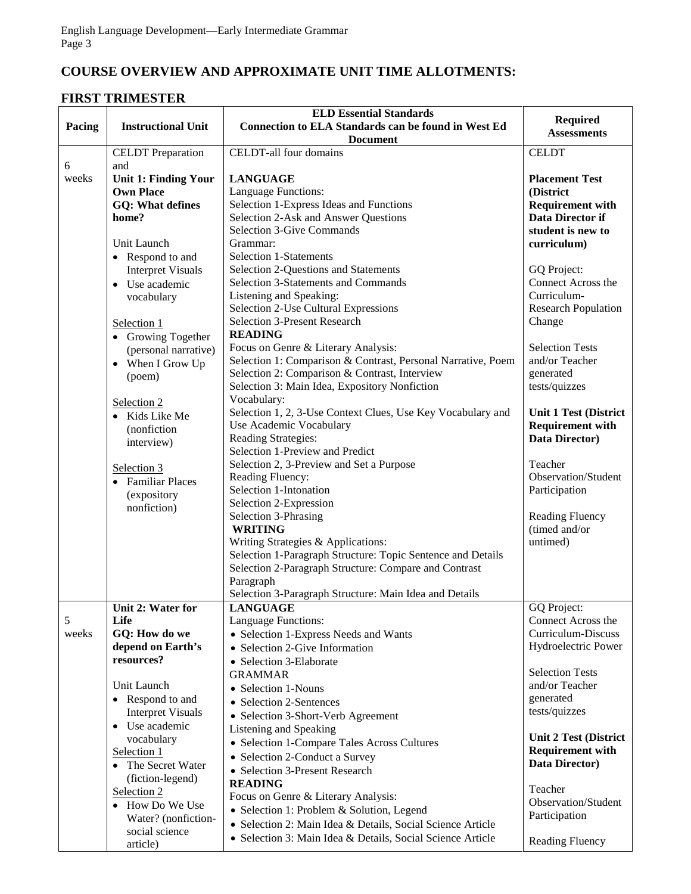## COURSE OVERVIEW AND APPROXIMATE UNIT TIME ALLOTMENTS:

## FIRST TRIMESTER

| Pacing | Instructional Unit | ELD Essential Standards<br>Connection to ELA Standards can be found in West Ed Document | Required Assessments |
|---|---|---|---|
| 6 weeks | CELDT Preparation and<br>**Unit 1: Finding Your Own Place**<br>**GQ: What defines home?**<br><br>Unit Launch<br>• Respond to and Interpret Visuals<br>• Use academic vocabulary<br><br>Selection 1<br>• Growing Together (personal narrative)<br>• When I Grow Up (poem)<br><br>Selection 2<br>• Kids Like Me (nonfiction interview)<br><br>Selection 3<br>• Familiar Places (expository nonfiction) | CELDT-all four domains<br><br>**LANGUAGE**<br>Language Functions:<br>Selection 1-Express Ideas and Functions<br>Selection 2-Ask and Answer Questions<br>Selection 3-Give Commands<br>Grammar:<br>Selection 1-Statements<br>Selection 2-Questions and Statements<br>Selection 3-Statements and Commands<br>Listening and Speaking:<br>Selection 2-Use Cultural Expressions<br>Selection 3-Present Research<br>**READING**<br>Focus on Genre & Literary Analysis:<br>Selection 1: Comparison & Contrast, Personal Narrative, Poem<br>Selection 2: Comparison & Contrast, Interview<br>Selection 3: Main Idea, Expository Nonfiction<br>Vocabulary:<br>Selection 1, 2, 3-Use Context Clues, Use Key Vocabulary and Use Academic Vocabulary<br>Reading Strategies:<br>Selection 1-Preview and Predict<br>Selection 2, 3-Preview and Set a Purpose<br>Reading Fluency:<br>Selection 1-Intonation<br>Selection 2-Expression<br>Selection 3-Phrasing<br>**WRITING**<br>Writing Strategies & Applications:<br>Selection 1-Paragraph Structure: Topic Sentence and Details<br>Selection 2-Paragraph Structure: Compare and Contrast Paragraph<br>Selection 3-Paragraph Structure: Main Idea and Details | CELDT<br><br>**Placement Test (District Requirement with Data Director if student is new to curriculum)**<br><br>GQ Project: Connect Across the Curriculum-Research Population Change<br><br>Selection Tests and/or Teacher generated tests/quizzes<br><br>**Unit 1 Test (District Requirement with Data Director)**<br><br>Teacher Observation/Student Participation<br><br>Reading Fluency (timed and/or untimed) |
| 5 weeks | **Unit 2: Water for Life**<br>**GQ: How do we depend on Earth's resources?**<br><br>Unit Launch<br>• Respond to and Interpret Visuals<br>• Use academic vocabulary<br>Selection 1<br>• The Secret Water (fiction-legend)<br>Selection 2<br>• How Do We Use Water? (nonfiction-social science article) | **LANGUAGE**<br>Language Functions:<br>• Selection 1-Express Needs and Wants<br>• Selection 2-Give Information<br>• Selection 3-Elaborate<br>GRAMMAR<br>• Selection 1-Nouns<br>• Selection 2-Sentences<br>• Selection 3-Short-Verb Agreement<br>Listening and Speaking<br>• Selection 1-Compare Tales Across Cultures<br>• Selection 2-Conduct a Survey<br>• Selection 3-Present Research<br>**READING**<br>Focus on Genre & Literary Analysis:<br>• Selection 1: Problem & Solution, Legend<br>• Selection 2: Main Idea & Details, Social Science Article<br>• Selection 3: Main Idea & Details, Social Science Article | GQ Project: Connect Across the Curriculum-Discuss Hydroelectric Power<br><br>Selection Tests and/or Teacher generated tests/quizzes<br><br>**Unit 2 Test (District Requirement with Data Director)**<br><br>Teacher Observation/Student Participation<br><br>Reading Fluency |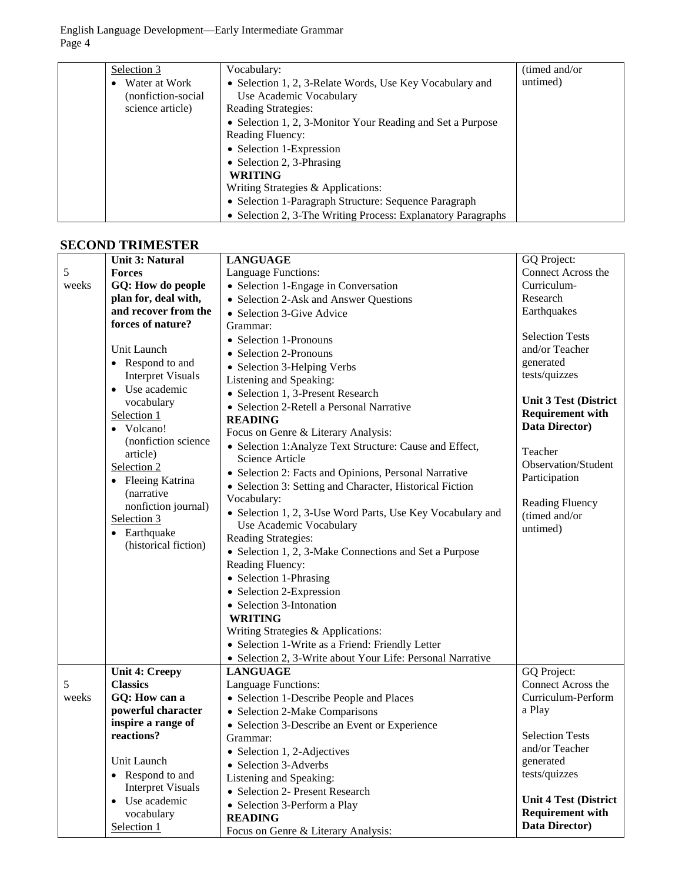| | Selection 3<br>• Water at Work (nonfiction-social science article) | Vocabulary:<br>• Selection 1, 2, 3-Relate Words, Use Key Vocabulary and Use Academic Vocabulary<br>Reading Strategies:<br>• Selection 1, 2, 3-Monitor Your Reading and Set a Purpose<br>Reading Fluency:<br>• Selection 1-Expression<br>• Selection 2, 3-Phrasing<br>**WRITING**<br>Writing Strategies & Applications:<br>• Selection 1-Paragraph Structure: Sequence Paragraph<br>• Selection 2, 3-The Writing Process: Explanatory Paragraphs | (timed and/or untimed) |
|---|---|---|---|

## SECOND TRIMESTER

| | | | |
|---|---|---|---|
| 5 weeks | **Unit 3: Natural Forces**<br>**GQ: How do people plan for, deal with, and recover from the forces of nature?**<br><br>Unit Launch<br>• Respond to and Interpret Visuals<br>• Use academic vocabulary<br>Selection 1<br>• Volcano! (nonfiction science article)<br>Selection 2<br>• Fleeing Katrina (narrative nonfiction journal)<br>Selection 3<br>• Earthquake (historical fiction) | **LANGUAGE**<br>Language Functions:<br>• Selection 1-Engage in Conversation<br>• Selection 2-Ask and Answer Questions<br>• Selection 3-Give Advice<br>Grammar:<br>• Selection 1-Pronouns<br>• Selection 2-Pronouns<br>• Selection 3-Helping Verbs<br>Listening and Speaking:<br>• Selection 1, 3-Present Research<br>• Selection 2-Retell a Personal Narrative<br>**READING**<br>Focus on Genre & Literary Analysis:<br>• Selection 1:Analyze Text Structure: Cause and Effect, Science Article<br>• Selection 2: Facts and Opinions, Personal Narrative<br>• Selection 3: Setting and Character, Historical Fiction<br>Vocabulary:<br>• Selection 1, 2, 3-Use Word Parts, Use Key Vocabulary and Use Academic Vocabulary<br>Reading Strategies:<br>• Selection 1, 2, 3-Make Connections and Set a Purpose<br>Reading Fluency:<br>• Selection 1-Phrasing<br>• Selection 2-Expression<br>• Selection 3-Intonation<br>**WRITING**<br>Writing Strategies & Applications:<br>• Selection 1-Write as a Friend: Friendly Letter<br>• Selection 2, 3-Write about Your Life: Personal Narrative | GQ Project: Connect Across the Curriculum-Research Earthquakes<br><br>Selection Tests and/or Teacher generated tests/quizzes<br><br>**Unit 3 Test (District Requirement with Data Director)**<br><br>Teacher Observation/Student Participation<br><br>Reading Fluency (timed and/or untimed) |
| 5 weeks | **Unit 4: Creepy Classics**<br>**GQ: How can a powerful character inspire a range of reactions?**<br><br>Unit Launch<br>• Respond to and Interpret Visuals<br>• Use academic vocabulary<br>Selection 1 | **LANGUAGE**<br>Language Functions:<br>• Selection 1-Describe People and Places<br>• Selection 2-Make Comparisons<br>• Selection 3-Describe an Event or Experience<br>Grammar:<br>• Selection 1, 2-Adjectives<br>• Selection 3-Adverbs<br>Listening and Speaking:<br>• Selection 2- Present Research<br>• Selection 3-Perform a Play<br>**READING**<br>Focus on Genre & Literary Analysis: | GQ Project: Connect Across the Curriculum-Perform a Play<br><br>Selection Tests and/or Teacher generated tests/quizzes<br><br>**Unit 4 Test (District Requirement with Data Director)** |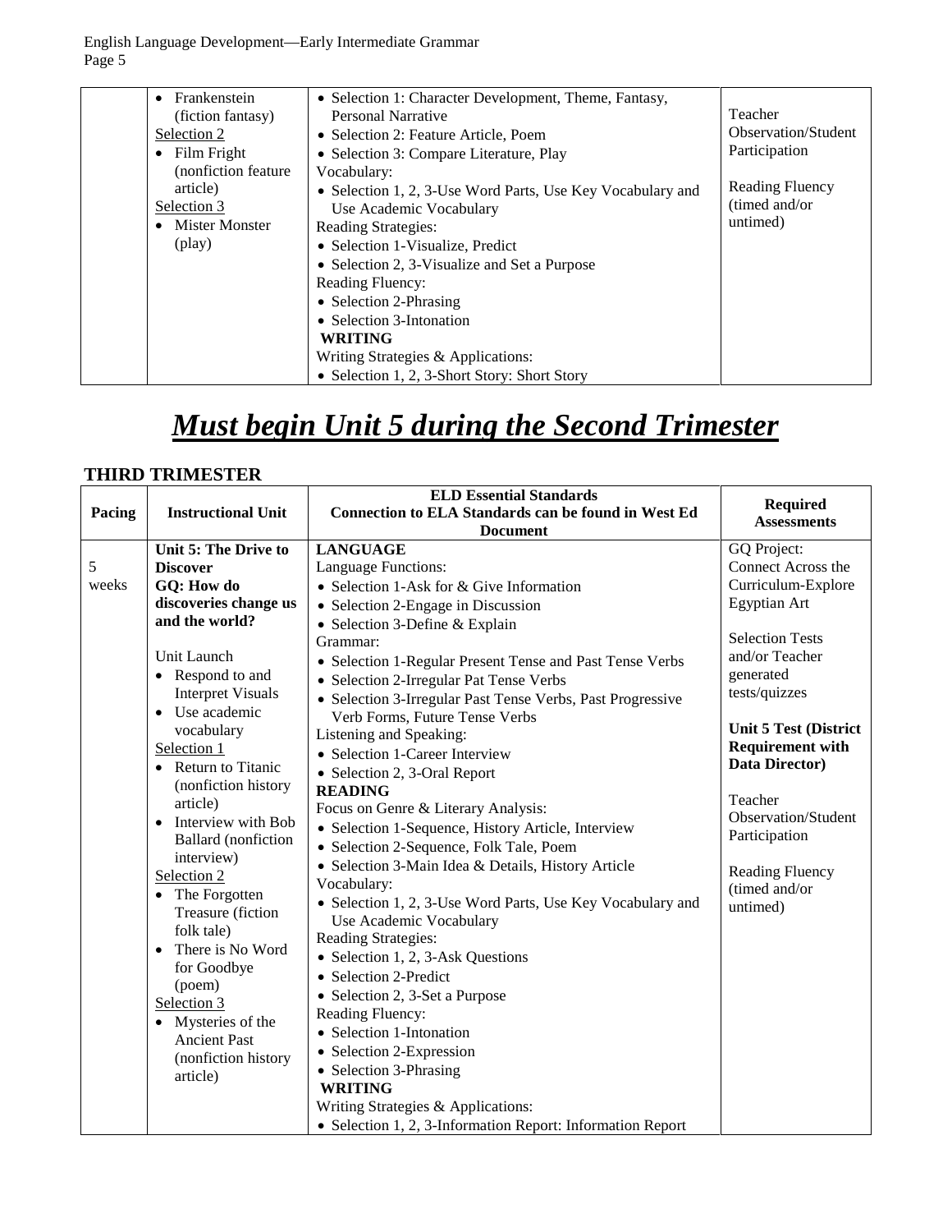| | • Frankenstein (fiction fantasy)<br>Selection 2<br>• Film Fright (nonfiction feature article)<br>Selection 3<br>• Mister Monster (play) | • Selection 1: Character Development, Theme, Fantasy, Personal Narrative<br>• Selection 2: Feature Article, Poem<br>• Selection 3: Compare Literature, Play<br>Vocabulary:<br>• Selection 1, 2, 3-Use Word Parts, Use Key Vocabulary and Use Academic Vocabulary<br>Reading Strategies:<br>• Selection 1-Visualize, Predict<br>• Selection 2, 3-Visualize and Set a Purpose<br>Reading Fluency:<br>• Selection 2-Phrasing<br>• Selection 3-Intonation<br>**WRITING**<br>Writing Strategies & Applications:<br>• Selection 1, 2, 3-Short Story: Short Story | Teacher Observation/Student Participation<br><br>Reading Fluency (timed and/or untimed) |
|---|---|---|---|

# ***Must begin Unit 5 during the Second Trimester***

## THIRD TRIMESTER

| Pacing | Instructional Unit | ELD Essential Standards<br>Connection to ELA Standards can be found in West Ed Document | Required Assessments |
|---|---|---|---|
| 5 weeks | **Unit 5: The Drive to Discover**<br>**GQ: How do discoveries change us and the world?**<br><br>Unit Launch<br>• Respond to and Interpret Visuals<br>• Use academic vocabulary<br>Selection 1<br>• Return to Titanic (nonfiction history article)<br>• Interview with Bob Ballard (nonfiction interview)<br>Selection 2<br>• The Forgotten Treasure (fiction folk tale)<br>• There is No Word for Goodbye (poem)<br>Selection 3<br>• Mysteries of the Ancient Past (nonfiction history article) | **LANGUAGE**<br>Language Functions:<br>• Selection 1-Ask for & Give Information<br>• Selection 2-Engage in Discussion<br>• Selection 3-Define & Explain<br>Grammar:<br>• Selection 1-Regular Present Tense and Past Tense Verbs<br>• Selection 2-Irregular Pat Tense Verbs<br>• Selection 3-Irregular Past Tense Verbs, Past Progressive Verb Forms, Future Tense Verbs<br>Listening and Speaking:<br>• Selection 1-Career Interview<br>• Selection 2, 3-Oral Report<br>**READING**<br>Focus on Genre & Literary Analysis:<br>• Selection 1-Sequence, History Article, Interview<br>• Selection 2-Sequence, Folk Tale, Poem<br>• Selection 3-Main Idea & Details, History Article<br>Vocabulary:<br>• Selection 1, 2, 3-Use Word Parts, Use Key Vocabulary and Use Academic Vocabulary<br>Reading Strategies:<br>• Selection 1, 2, 3-Ask Questions<br>• Selection 2-Predict<br>• Selection 2, 3-Set a Purpose<br>Reading Fluency:<br>• Selection 1-Intonation<br>• Selection 2-Expression<br>• Selection 3-Phrasing<br>**WRITING**<br>Writing Strategies & Applications:<br>• Selection 1, 2, 3-Information Report: Information Report | GQ Project: Connect Across the Curriculum-Explore Egyptian Art<br><br>Selection Tests and/or Teacher generated tests/quizzes<br><br>**Unit 5 Test (District Requirement with Data Director)**<br><br>Teacher Observation/Student Participation<br><br>Reading Fluency (timed and/or untimed) |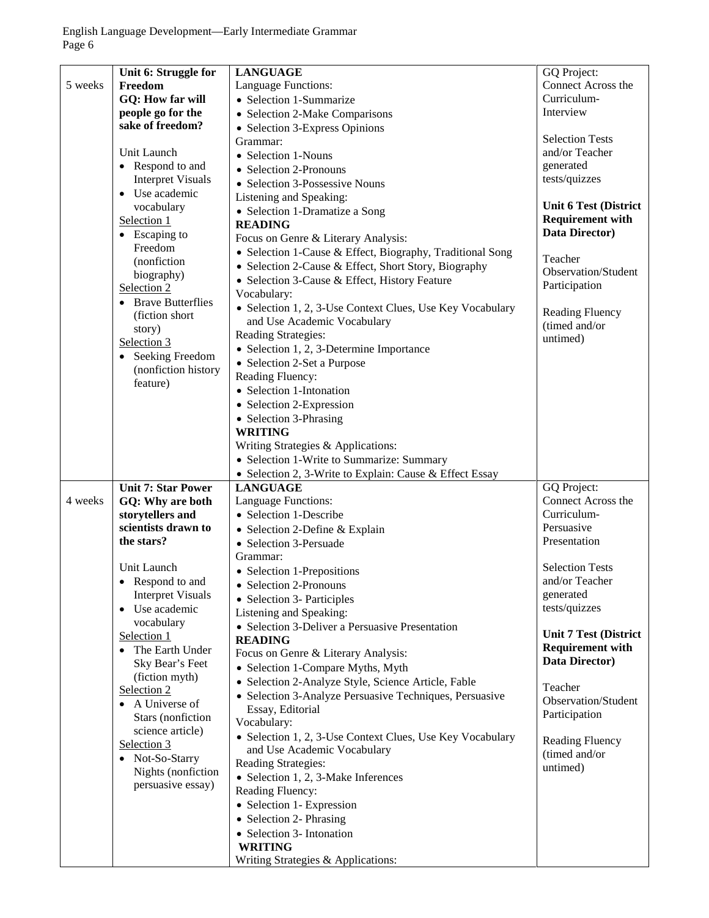| | | | |
|---|---|---|---|
| 5 weeks | **Unit 6: Struggle for Freedom**<br>**GQ: How far will people go for the sake of freedom?**<br><br>Unit Launch<br>• Respond to and Interpret Visuals<br>• Use academic vocabulary<br>Selection 1<br>• Escaping to Freedom (nonfiction biography)<br>Selection 2<br>• Brave Butterflies (fiction short story)<br>Selection 3<br>• Seeking Freedom (nonfiction history feature) | **LANGUAGE**<br>Language Functions:<br>• Selection 1-Summarize<br>• Selection 2-Make Comparisons<br>• Selection 3-Express Opinions<br>Grammar:<br>• Selection 1-Nouns<br>• Selection 2-Pronouns<br>• Selection 3-Possessive Nouns<br>Listening and Speaking:<br>• Selection 1-Dramatize a Song<br>**READING**<br>Focus on Genre & Literary Analysis:<br>• Selection 1-Cause & Effect, Biography, Traditional Song<br>• Selection 2-Cause & Effect, Short Story, Biography<br>• Selection 3-Cause & Effect, History Feature<br>Vocabulary:<br>• Selection 1, 2, 3-Use Context Clues, Use Key Vocabulary and Use Academic Vocabulary<br>Reading Strategies:<br>• Selection 1, 2, 3-Determine Importance<br>• Selection 2-Set a Purpose<br>Reading Fluency:<br>• Selection 1-Intonation<br>• Selection 2-Expression<br>• Selection 3-Phrasing<br>**WRITING**<br>Writing Strategies & Applications:<br>• Selection 1-Write to Summarize: Summary<br>• Selection 2, 3-Write to Explain: Cause & Effect Essay | GQ Project: Connect Across the Curriculum-Interview<br><br>Selection Tests and/or Teacher generated tests/quizzes<br><br>**Unit 6 Test (District Requirement with Data Director)**<br><br>Teacher Observation/Student Participation<br><br>Reading Fluency (timed and/or untimed) |
| 4 weeks | **Unit 7: Star Power**<br>**GQ: Why are both storytellers and scientists drawn to the stars?**<br><br>Unit Launch<br>• Respond to and Interpret Visuals<br>• Use academic vocabulary<br>Selection 1<br>• The Earth Under Sky Bear's Feet (fiction myth)<br>Selection 2<br>• A Universe of Stars (nonfiction science article)<br>Selection 3<br>• Not-So-Starry Nights (nonfiction persuasive essay) | **LANGUAGE**<br>Language Functions:<br>• Selection 1-Describe<br>• Selection 2-Define & Explain<br>• Selection 3-Persuade<br>Grammar:<br>• Selection 1-Prepositions<br>• Selection 2-Pronouns<br>• Selection 3- Participles<br>Listening and Speaking:<br>• Selection 3-Deliver a Persuasive Presentation<br>**READING**<br>Focus on Genre & Literary Analysis:<br>• Selection 1-Compare Myths, Myth<br>• Selection 2-Analyze Style, Science Article, Fable<br>• Selection 3-Analyze Persuasive Techniques, Persuasive Essay, Editorial<br>Vocabulary:<br>• Selection 1, 2, 3-Use Context Clues, Use Key Vocabulary and Use Academic Vocabulary<br>Reading Strategies:<br>• Selection 1, 2, 3-Make Inferences<br>Reading Fluency:<br>• Selection 1- Expression<br>• Selection 2- Phrasing<br>• Selection 3- Intonation<br>**WRITING**<br>Writing Strategies & Applications: | GQ Project: Connect Across the Curriculum-Persuasive Presentation<br><br>Selection Tests and/or Teacher generated tests/quizzes<br><br>**Unit 7 Test (District Requirement with Data Director)**<br><br>Teacher Observation/Student Participation<br><br>Reading Fluency (timed and/or untimed) |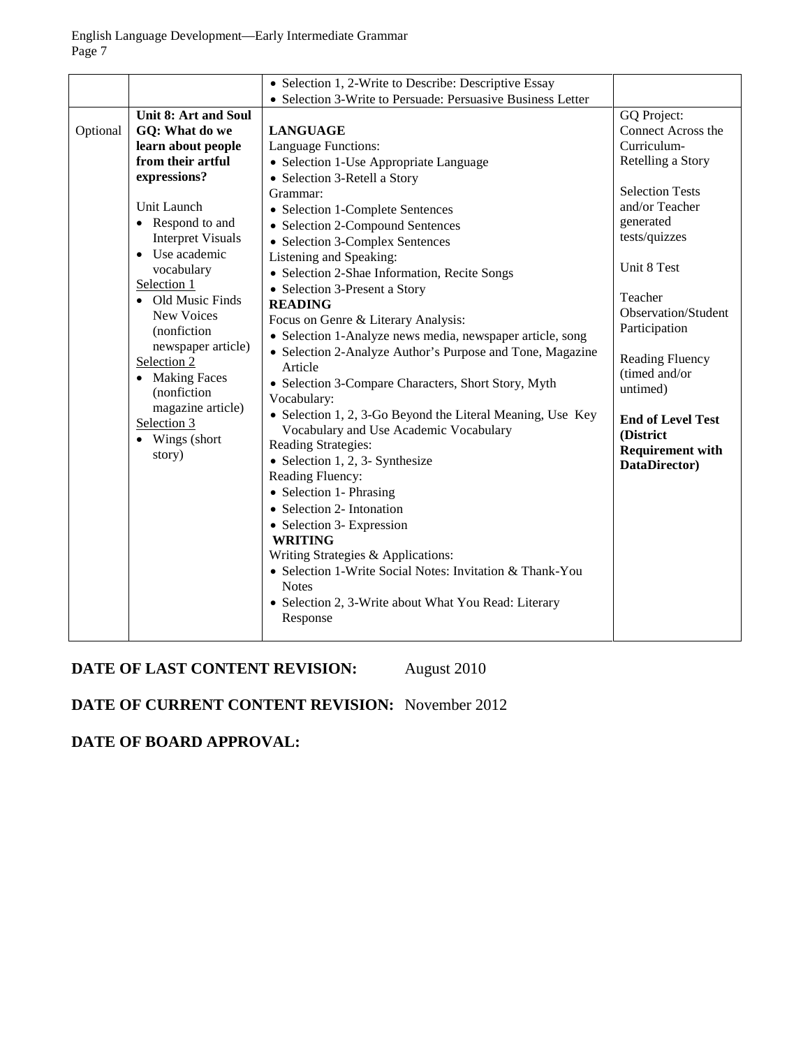| | | | |
|---|---|---|---|
| | | • Selection 1, 2-Write to Describe: Descriptive Essay<br>• Selection 3-Write to Persuade: Persuasive Business Letter | |
| Optional | **Unit 8: Art and Soul GQ: What do we learn about people from their artful expressions?**<br><br>Unit Launch<br>• Respond to and Interpret Visuals<br>• Use academic vocabulary<br>Selection 1<br>• Old Music Finds New Voices (nonfiction newspaper article)<br>Selection 2<br>• Making Faces (nonfiction magazine article)<br>Selection 3<br>• Wings (short story) | **LANGUAGE**<br>Language Functions:<br>• Selection 1-Use Appropriate Language<br>• Selection 3-Retell a Story<br>Grammar:<br>• Selection 1-Complete Sentences<br>• Selection 2-Compound Sentences<br>• Selection 3-Complex Sentences<br>Listening and Speaking:<br>• Selection 2-Shae Information, Recite Songs<br>• Selection 3-Present a Story<br>**READING**<br>Focus on Genre & Literary Analysis:<br>• Selection 1-Analyze news media, newspaper article, song<br>• Selection 2-Analyze Author's Purpose and Tone, Magazine Article<br>• Selection 3-Compare Characters, Short Story, Myth<br>Vocabulary:<br>• Selection 1, 2, 3-Go Beyond the Literal Meaning, Use Key Vocabulary and Use Academic Vocabulary<br>Reading Strategies:<br>• Selection 1, 2, 3- Synthesize<br>Reading Fluency:<br>• Selection 1- Phrasing<br>• Selection 2- Intonation<br>• Selection 3- Expression<br>**WRITING**<br>Writing Strategies & Applications:<br>• Selection 1-Write Social Notes: Invitation & Thank-You Notes<br>• Selection 2, 3-Write about What You Read: Literary Response | GQ Project: Connect Across the Curriculum-Retelling a Story<br><br>Selection Tests and/or Teacher generated tests/quizzes<br><br>Unit 8 Test<br><br>Teacher Observation/Student Participation<br><br>Reading Fluency (timed and/or untimed)<br><br>**End of Level Test (District Requirement with DataDirector)** |

**DATE OF LAST CONTENT REVISION:** August 2010

**DATE OF CURRENT CONTENT REVISION:** November 2012

**DATE OF BOARD APPROVAL:**